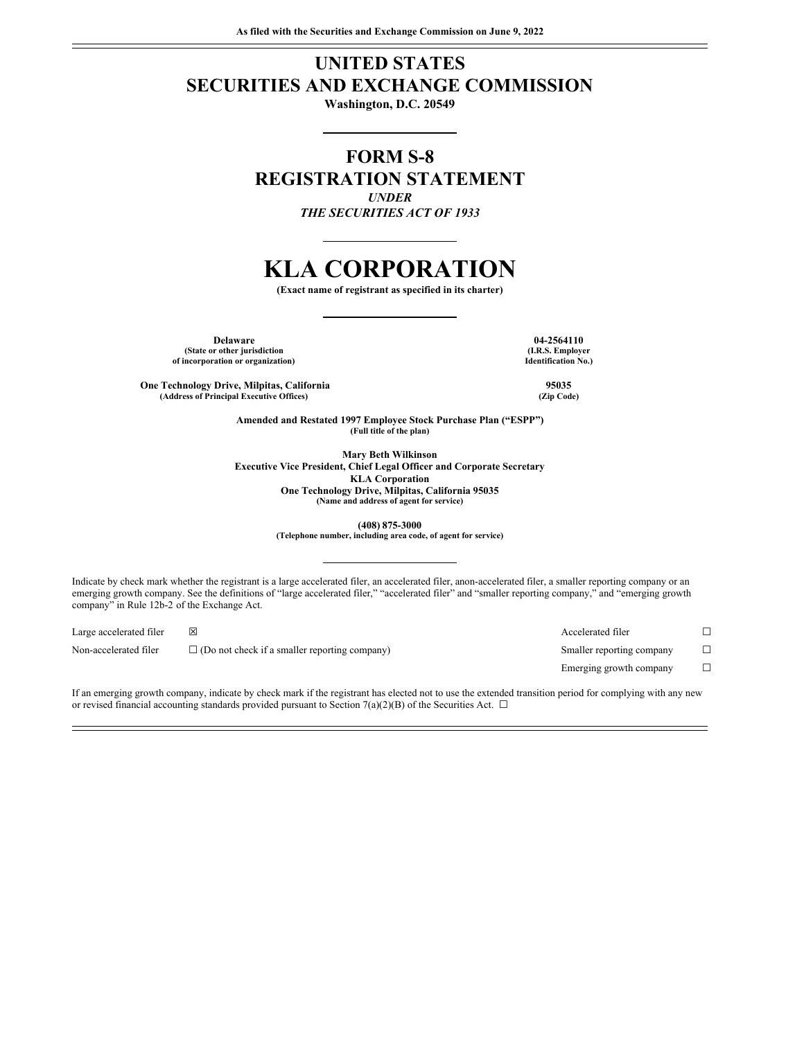**As filed with the Securities and Exchange Commission on June 9, 2022**

# UNITED STATES
# SECURITIES AND EXCHANGE COMMISSION

**Washington, D.C. 20549**

## FORM S-8
## REGISTRATION STATEMENT

***UNDER***
***THE SECURITIES ACT OF 1933***

# KLA CORPORATION

**(Exact name of registrant as specified in its charter)**

| **Delaware** | **04-2564110** |
|---|---|
| **(State or other jurisdiction of incorporation or organization)** | **(I.R.S. Employer Identification No.)** |
| **One Technology Drive, Milpitas, California** | **95035** |
| **(Address of Principal Executive Offices)** | **(Zip Code)** |

**Amended and Restated 1997 Employee Stock Purchase Plan (“ESPP”)**
**(Full title of the plan)**

**Mary Beth Wilkinson**
**Executive Vice President, Chief Legal Officer and Corporate Secretary**
**KLA Corporation**
**One Technology Drive, Milpitas, California 95035**
**(Name and address of agent for service)**

**(408) 875-3000**
**(Telephone number, including area code, of agent for service)**

Indicate by check mark whether the registrant is a large accelerated filer, an accelerated filer, anon-accelerated filer, a smaller reporting company or an emerging growth company. See the definitions of “large accelerated filer,” “accelerated filer” and “smaller reporting company,” and “emerging growth company” in Rule 12b-2 of the Exchange Act.

| | | | |
|---|---|---|---|
| Large accelerated filer | ☒ | Accelerated filer | ☐ |
| Non-accelerated filer | ☐ (Do not check if a smaller reporting company) | Smaller reporting company | ☐ |
| | | Emerging growth company | ☐ |

If an emerging growth company, indicate by check mark if the registrant has elected not to use the extended transition period for complying with any new or revised financial accounting standards provided pursuant to Section 7(a)(2)(B) of the Securities Act. ☐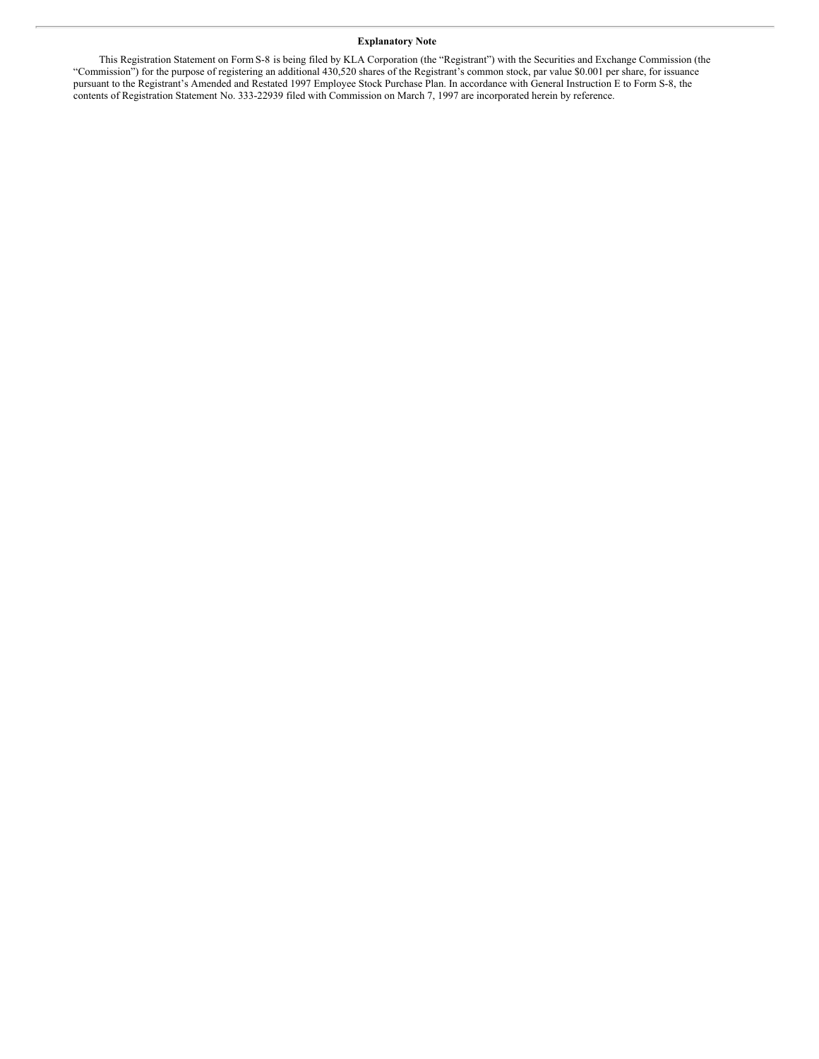**Explanatory Note**

This Registration Statement on Form S-8 is being filed by KLA Corporation (the "Registrant") with the Securities and Exchange Commission (the "Commission") for the purpose of registering an additional 430,520 shares of the Registrant's common stock, par value $0.001 per share, for issuance pursuant to the Registrant's Amended and Restated 1997 Employee Stock Purchase Plan. In accordance with General Instruction E to Form S-8, the contents of Registration Statement No. 333-22939 filed with Commission on March 7, 1997 are incorporated herein by reference.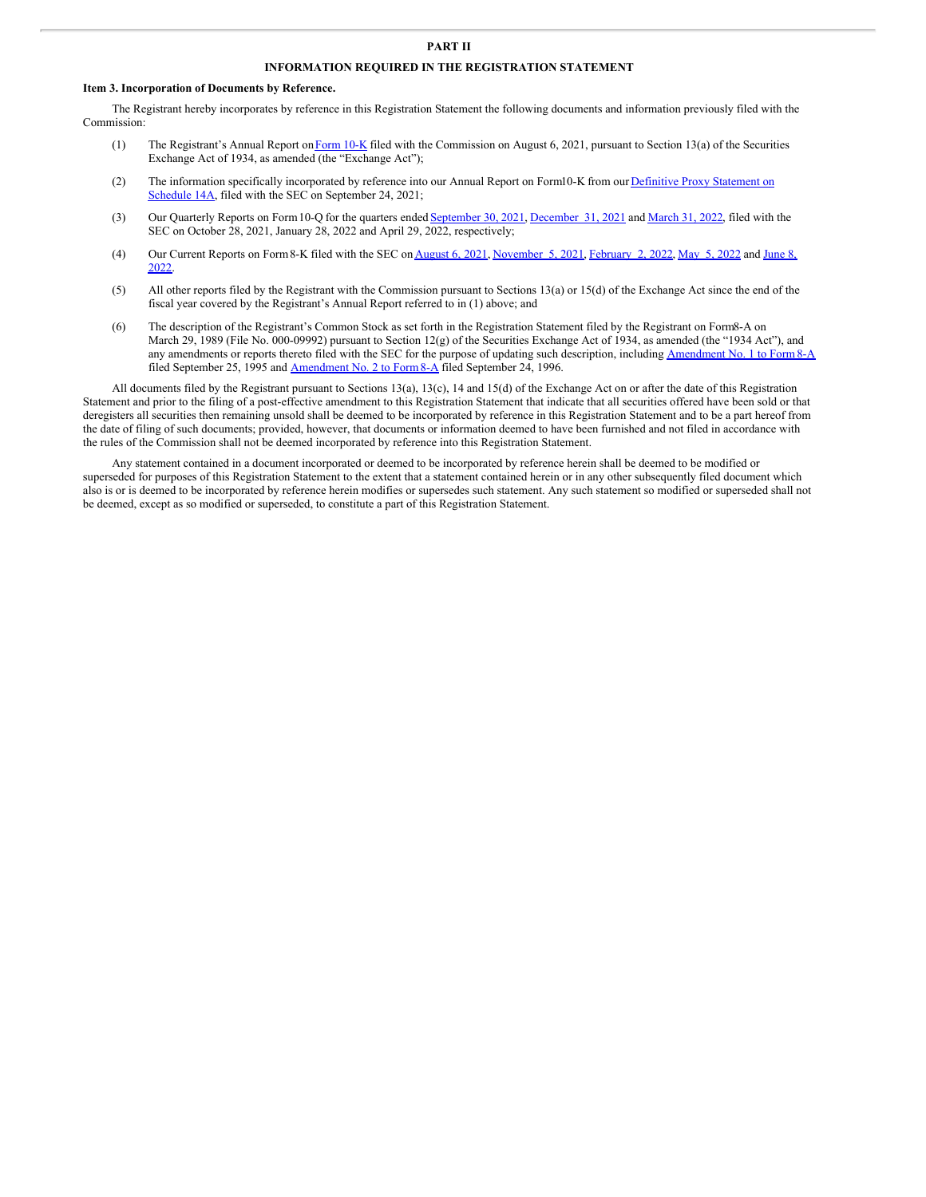# PART II

## INFORMATION REQUIRED IN THE REGISTRATION STATEMENT

### Item 3. Incorporation of Documents by Reference.

The Registrant hereby incorporates by reference in this Registration Statement the following documents and information previously filed with the Commission:

(1) The Registrant's Annual Report on Form 10-K filed with the Commission on August 6, 2021, pursuant to Section 13(a) of the Securities Exchange Act of 1934, as amended (the "Exchange Act");

(2) The information specifically incorporated by reference into our Annual Report on Form10-K from our Definitive Proxy Statement on Schedule 14A, filed with the SEC on September 24, 2021;

(3) Our Quarterly Reports on Form 10-Q for the quarters ended September 30, 2021, December 31, 2021 and March 31, 2022, filed with the SEC on October 28, 2021, January 28, 2022 and April 29, 2022, respectively;

(4) Our Current Reports on Form 8-K filed with the SEC on August 6, 2021, November 5, 2021, February 2, 2022, May 5, 2022 and June 8, 2022.

(5) All other reports filed by the Registrant with the Commission pursuant to Sections 13(a) or 15(d) of the Exchange Act since the end of the fiscal year covered by the Registrant's Annual Report referred to in (1) above; and

(6) The description of the Registrant's Common Stock as set forth in the Registration Statement filed by the Registrant on Form8-A on March 29, 1989 (File No. 000-09992) pursuant to Section 12(g) of the Securities Exchange Act of 1934, as amended (the "1934 Act"), and any amendments or reports thereto filed with the SEC for the purpose of updating such description, including Amendment No. 1 to Form 8-A filed September 25, 1995 and Amendment No. 2 to Form 8-A filed September 24, 1996.

All documents filed by the Registrant pursuant to Sections 13(a), 13(c), 14 and 15(d) of the Exchange Act on or after the date of this Registration Statement and prior to the filing of a post-effective amendment to this Registration Statement that indicate that all securities offered have been sold or that deregisters all securities then remaining unsold shall be deemed to be incorporated by reference in this Registration Statement and to be a part hereof from the date of filing of such documents; provided, however, that documents or information deemed to have been furnished and not filed in accordance with the rules of the Commission shall not be deemed incorporated by reference into this Registration Statement.

Any statement contained in a document incorporated or deemed to be incorporated by reference herein shall be deemed to be modified or superseded for purposes of this Registration Statement to the extent that a statement contained herein or in any other subsequently filed document which also is or is deemed to be incorporated by reference herein modifies or supersedes such statement. Any such statement so modified or superseded shall not be deemed, except as so modified or superseded, to constitute a part of this Registration Statement.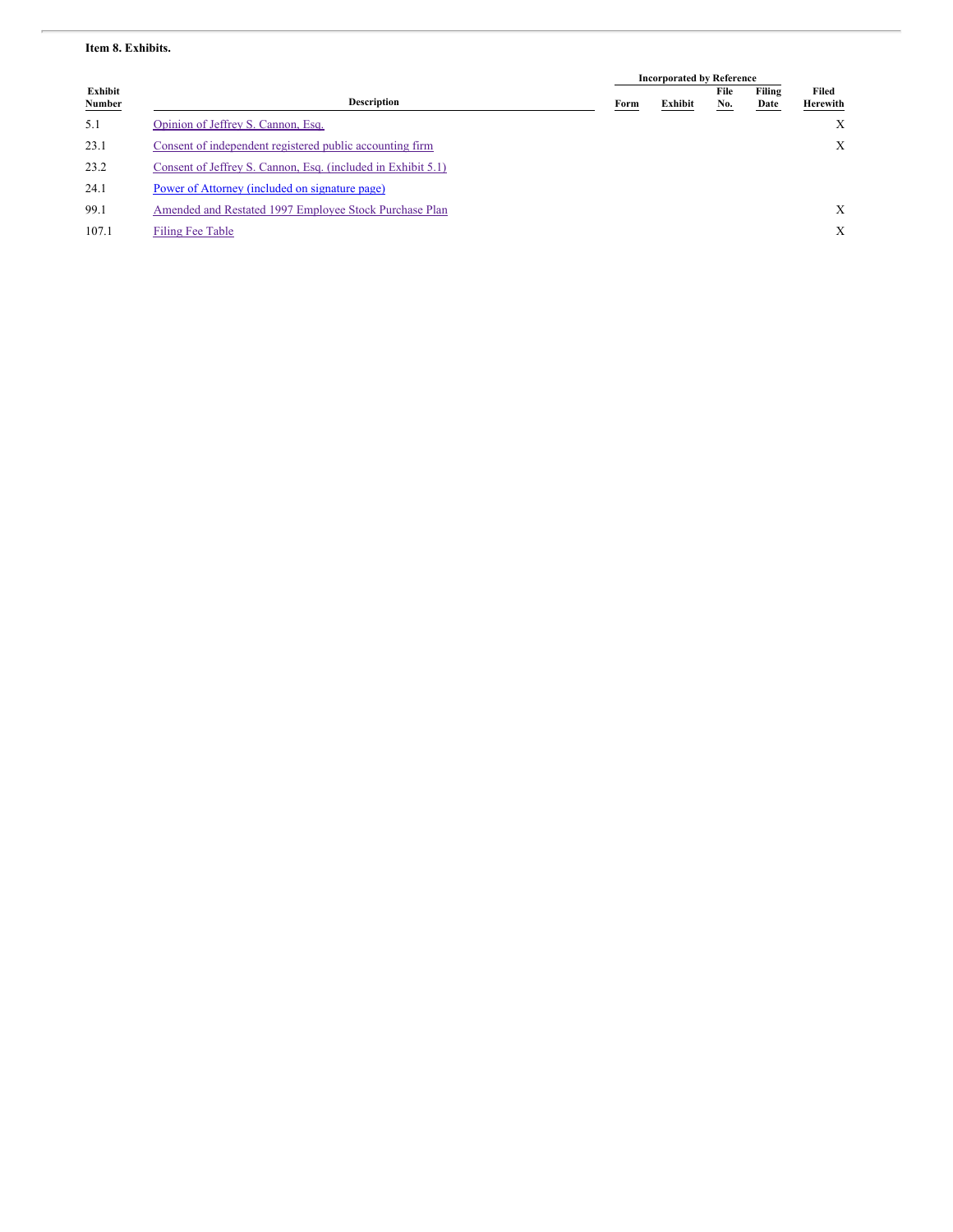**Item 8. Exhibits.**

| Exhibit Number | Description | Incorporated by Reference | | | | Filed Herewith |
|---|---|---|---|---|---|---|
| | | Form | Exhibit | File No. | Filing Date | |
| 5.1 | Opinion of Jeffrey S. Cannon, Esq. | | | | | X |
| 23.1 | Consent of independent registered public accounting firm | | | | | X |
| 23.2 | Consent of Jeffrey S. Cannon, Esq. (included in Exhibit 5.1) | | | | | |
| 24.1 | Power of Attorney (included on signature page) | | | | | |
| 99.1 | Amended and Restated 1997 Employee Stock Purchase Plan | | | | | X |
| 107.1 | Filing Fee Table | | | | | X |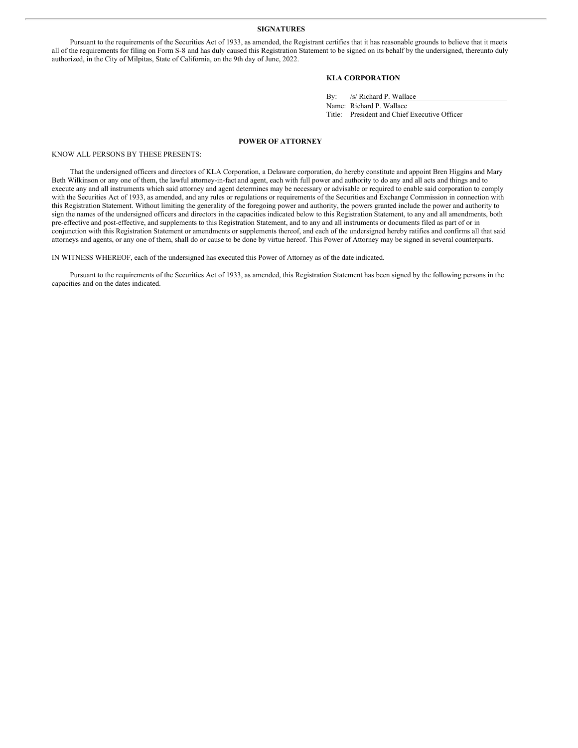## SIGNATURES

Pursuant to the requirements of the Securities Act of 1933, as amended, the Registrant certifies that it has reasonable grounds to believe that it meets all of the requirements for filing on Form S-8 and has duly caused this Registration Statement to be signed on its behalf by the undersigned, thereunto duly authorized, in the City of Milpitas, State of California, on the 9th day of June, 2022.

**KLA CORPORATION**

By: /s/ Richard P. Wallace
Name: Richard P. Wallace
Title: President and Chief Executive Officer

## POWER OF ATTORNEY

KNOW ALL PERSONS BY THESE PRESENTS:

That the undersigned officers and directors of KLA Corporation, a Delaware corporation, do hereby constitute and appoint Bren Higgins and Mary Beth Wilkinson or any one of them, the lawful attorney-in-fact and agent, each with full power and authority to do any and all acts and things and to execute any and all instruments which said attorney and agent determines may be necessary or advisable or required to enable said corporation to comply with the Securities Act of 1933, as amended, and any rules or regulations or requirements of the Securities and Exchange Commission in connection with this Registration Statement. Without limiting the generality of the foregoing power and authority, the powers granted include the power and authority to sign the names of the undersigned officers and directors in the capacities indicated below to this Registration Statement, to any and all amendments, both pre-effective and post-effective, and supplements to this Registration Statement, and to any and all instruments or documents filed as part of or in conjunction with this Registration Statement or amendments or supplements thereof, and each of the undersigned hereby ratifies and confirms all that said attorneys and agents, or any one of them, shall do or cause to be done by virtue hereof. This Power of Attorney may be signed in several counterparts.

IN WITNESS WHEREOF, each of the undersigned has executed this Power of Attorney as of the date indicated.

Pursuant to the requirements of the Securities Act of 1933, as amended, this Registration Statement has been signed by the following persons in the capacities and on the dates indicated.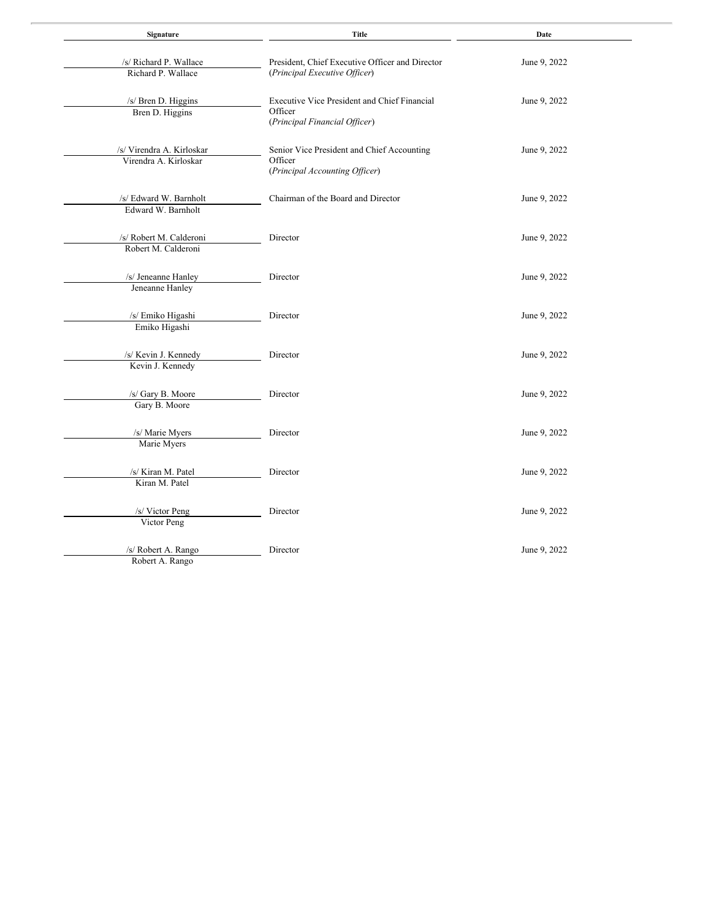| Signature | Title | Date |
| --- | --- | --- |
| /s/ Richard P. Wallace<br>Richard P. Wallace | President, Chief Executive Officer and Director<br>(*Principal Executive Officer*) | June 9, 2022 |
| /s/ Bren D. Higgins<br>Bren D. Higgins | Executive Vice President and Chief Financial Officer<br>(*Principal Financial Officer*) | June 9, 2022 |
| /s/ Virendra A. Kirloskar<br>Virendra A. Kirloskar | Senior Vice President and Chief Accounting Officer<br>(*Principal Accounting Officer*) | June 9, 2022 |
| /s/ Edward W. Barnholt<br>Edward W. Barnholt | Chairman of the Board and Director | June 9, 2022 |
| /s/ Robert M. Calderoni<br>Robert M. Calderoni | Director | June 9, 2022 |
| /s/ Jeneanne Hanley<br>Jeneanne Hanley | Director | June 9, 2022 |
| /s/ Emiko Higashi<br>Emiko Higashi | Director | June 9, 2022 |
| /s/ Kevin J. Kennedy<br>Kevin J. Kennedy | Director | June 9, 2022 |
| /s/ Gary B. Moore<br>Gary B. Moore | Director | June 9, 2022 |
| /s/ Marie Myers<br>Marie Myers | Director | June 9, 2022 |
| /s/ Kiran M. Patel<br>Kiran M. Patel | Director | June 9, 2022 |
| /s/ Victor Peng<br>Victor Peng | Director | June 9, 2022 |
| /s/ Robert A. Rango<br>Robert A. Rango | Director | June 9, 2022 |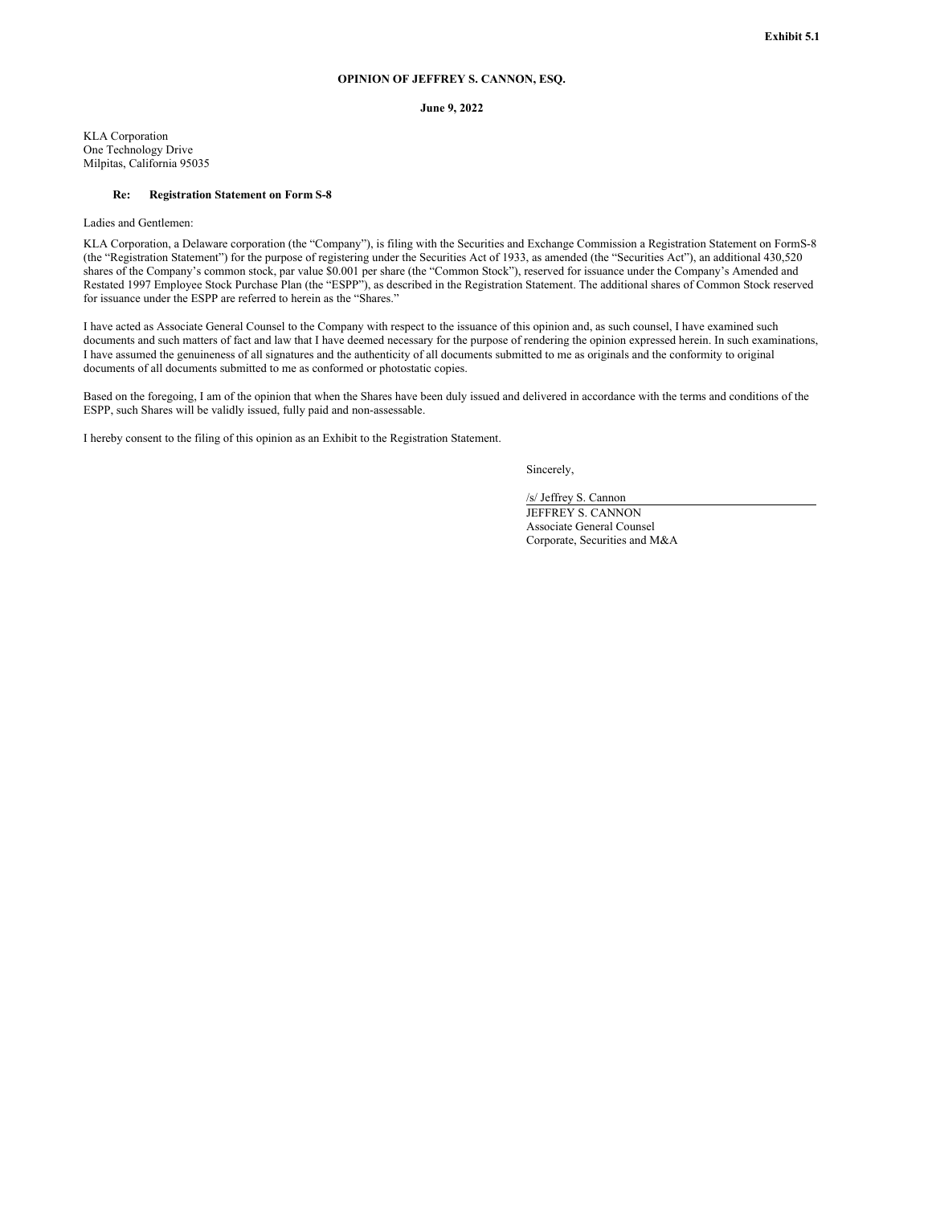**Exhibit 5.1**

**OPINION OF JEFFREY S. CANNON, ESQ.**

**June 9, 2022**

KLA Corporation
One Technology Drive
Milpitas, California 95035

**Re: Registration Statement on Form S-8**

Ladies and Gentlemen:

KLA Corporation, a Delaware corporation (the "Company"), is filing with the Securities and Exchange Commission a Registration Statement on FormS-8 (the "Registration Statement") for the purpose of registering under the Securities Act of 1933, as amended (the "Securities Act"), an additional 430,520 shares of the Company's common stock, par value $0.001 per share (the "Common Stock"), reserved for issuance under the Company's Amended and Restated 1997 Employee Stock Purchase Plan (the "ESPP"), as described in the Registration Statement. The additional shares of Common Stock reserved for issuance under the ESPP are referred to herein as the "Shares."

I have acted as Associate General Counsel to the Company with respect to the issuance of this opinion and, as such counsel, I have examined such documents and such matters of fact and law that I have deemed necessary for the purpose of rendering the opinion expressed herein. In such examinations, I have assumed the genuineness of all signatures and the authenticity of all documents submitted to me as originals and the conformity to original documents of all documents submitted to me as conformed or photostatic copies.

Based on the foregoing, I am of the opinion that when the Shares have been duly issued and delivered in accordance with the terms and conditions of the ESPP, such Shares will be validly issued, fully paid and non-assessable.

I hereby consent to the filing of this opinion as an Exhibit to the Registration Statement.

Sincerely,

/s/ Jeffrey S. Cannon
JEFFREY S. CANNON
Associate General Counsel
Corporate, Securities and M&A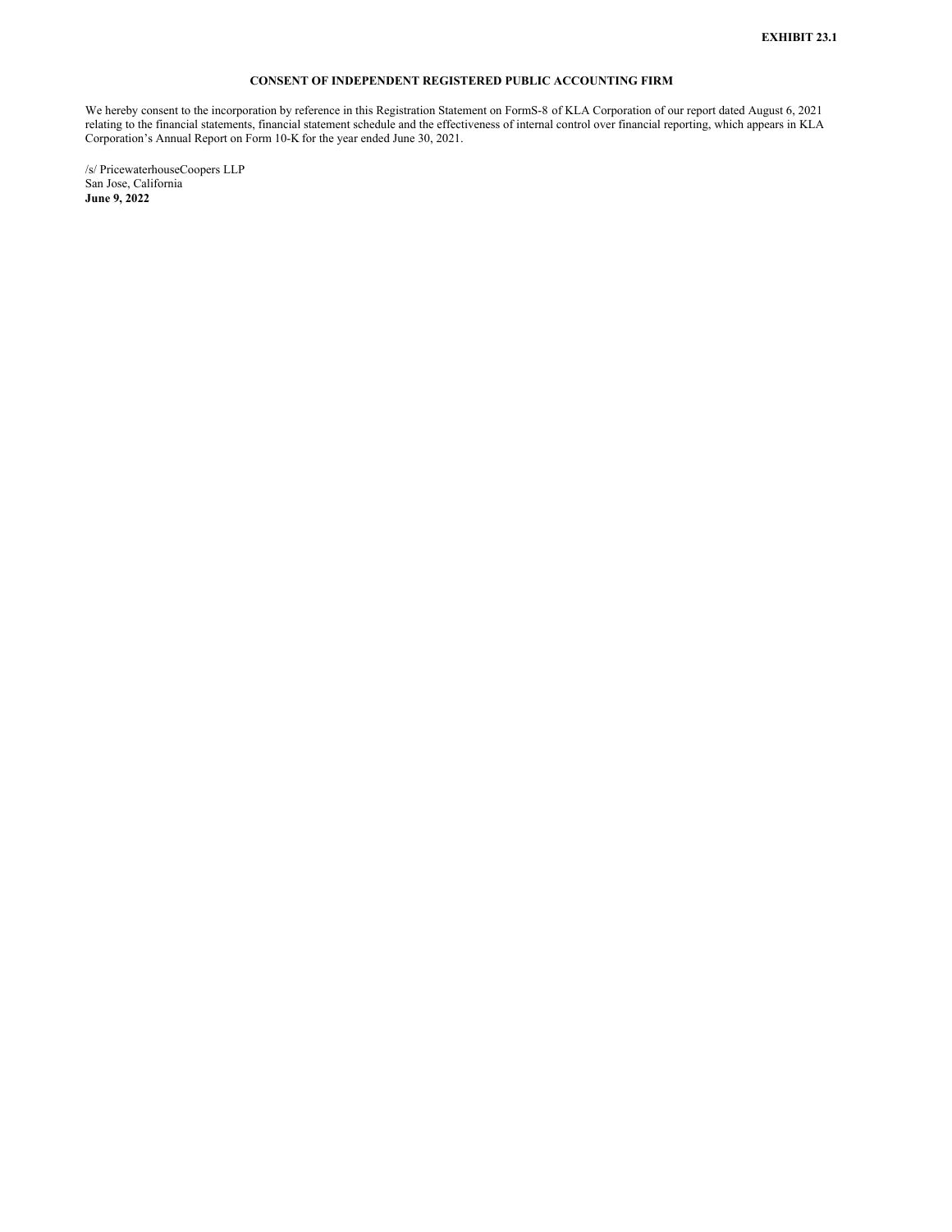**EXHIBIT 23.1**

**CONSENT OF INDEPENDENT REGISTERED PUBLIC ACCOUNTING FIRM**

We hereby consent to the incorporation by reference in this Registration Statement on FormS-8 of KLA Corporation of our report dated August 6, 2021 relating to the financial statements, financial statement schedule and the effectiveness of internal control over financial reporting, which appears in KLA Corporation's Annual Report on Form 10-K for the year ended June 30, 2021.

/s/ PricewaterhouseCoopers LLP
San Jose, California
**June 9, 2022**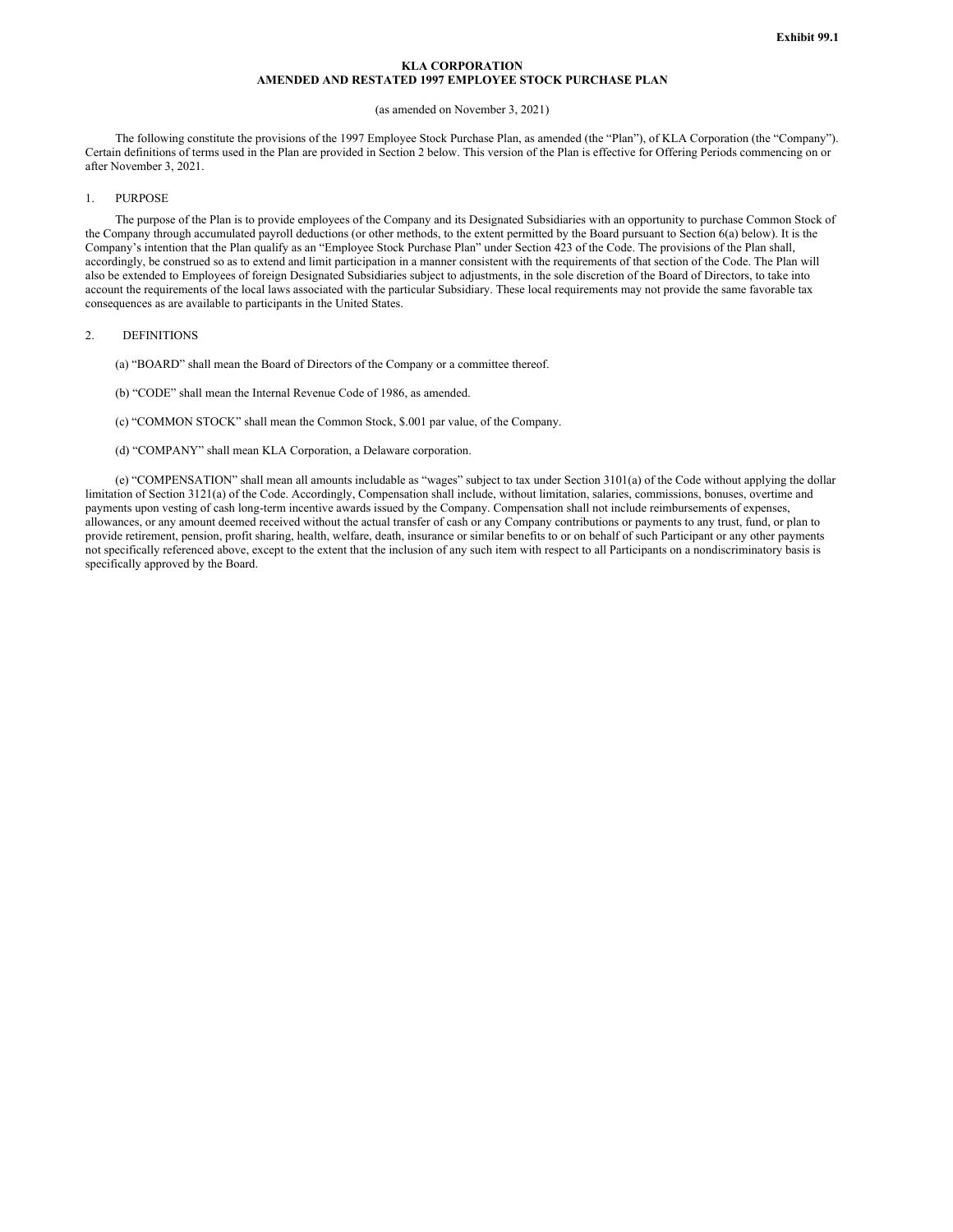**Exhibit 99.1**

# KLA CORPORATION
## AMENDED AND RESTATED 1997 EMPLOYEE STOCK PURCHASE PLAN

(as amended on November 3, 2021)

The following constitute the provisions of the 1997 Employee Stock Purchase Plan, as amended (the "Plan"), of KLA Corporation (the "Company"). Certain definitions of terms used in the Plan are provided in Section 2 below. This version of the Plan is effective for Offering Periods commencing on or after November 3, 2021.

1. PURPOSE

The purpose of the Plan is to provide employees of the Company and its Designated Subsidiaries with an opportunity to purchase Common Stock of the Company through accumulated payroll deductions (or other methods, to the extent permitted by the Board pursuant to Section 6(a) below). It is the Company's intention that the Plan qualify as an "Employee Stock Purchase Plan" under Section 423 of the Code. The provisions of the Plan shall, accordingly, be construed so as to extend and limit participation in a manner consistent with the requirements of that section of the Code. The Plan will also be extended to Employees of foreign Designated Subsidiaries subject to adjustments, in the sole discretion of the Board of Directors, to take into account the requirements of the local laws associated with the particular Subsidiary. These local requirements may not provide the same favorable tax consequences as are available to participants in the United States.

2. DEFINITIONS

(a) "BOARD" shall mean the Board of Directors of the Company or a committee thereof.

(b) "CODE" shall mean the Internal Revenue Code of 1986, as amended.

(c) "COMMON STOCK" shall mean the Common Stock, $.001 par value, of the Company.

(d) "COMPANY" shall mean KLA Corporation, a Delaware corporation.

(e) "COMPENSATION" shall mean all amounts includable as "wages" subject to tax under Section 3101(a) of the Code without applying the dollar limitation of Section 3121(a) of the Code. Accordingly, Compensation shall include, without limitation, salaries, commissions, bonuses, overtime and payments upon vesting of cash long-term incentive awards issued by the Company. Compensation shall not include reimbursements of expenses, allowances, or any amount deemed received without the actual transfer of cash or any Company contributions or payments to any trust, fund, or plan to provide retirement, pension, profit sharing, health, welfare, death, insurance or similar benefits to or on behalf of such Participant or any other payments not specifically referenced above, except to the extent that the inclusion of any such item with respect to all Participants on a nondiscriminatory basis is specifically approved by the Board.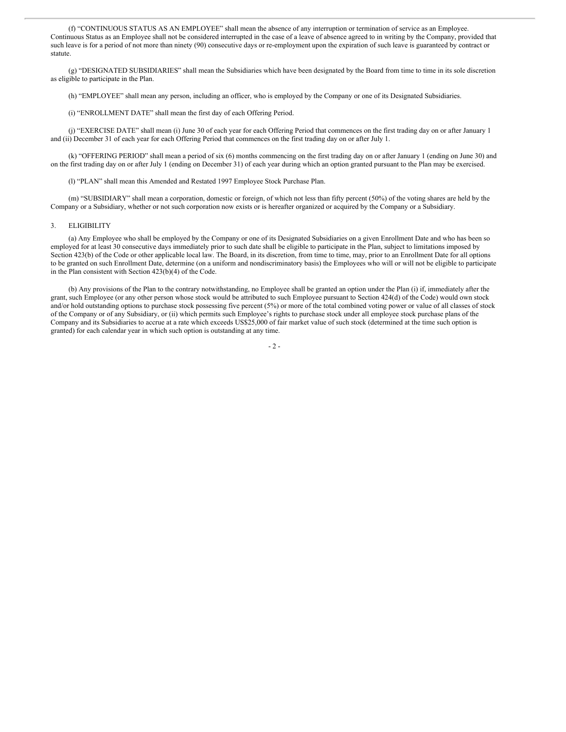(f) "CONTINUOUS STATUS AS AN EMPLOYEE" shall mean the absence of any interruption or termination of service as an Employee. Continuous Status as an Employee shall not be considered interrupted in the case of a leave of absence agreed to in writing by the Company, provided that such leave is for a period of not more than ninety (90) consecutive days or re-employment upon the expiration of such leave is guaranteed by contract or statute.

(g) "DESIGNATED SUBSIDIARIES" shall mean the Subsidiaries which have been designated by the Board from time to time in its sole discretion as eligible to participate in the Plan.

(h) "EMPLOYEE" shall mean any person, including an officer, who is employed by the Company or one of its Designated Subsidiaries.

(i) "ENROLLMENT DATE" shall mean the first day of each Offering Period.

(j) "EXERCISE DATE" shall mean (i) June 30 of each year for each Offering Period that commences on the first trading day on or after January 1 and (ii) December 31 of each year for each Offering Period that commences on the first trading day on or after July 1.

(k) "OFFERING PERIOD" shall mean a period of six (6) months commencing on the first trading day on or after January 1 (ending on June 30) and on the first trading day on or after July 1 (ending on December 31) of each year during which an option granted pursuant to the Plan may be exercised.

(l) "PLAN" shall mean this Amended and Restated 1997 Employee Stock Purchase Plan.

(m) "SUBSIDIARY" shall mean a corporation, domestic or foreign, of which not less than fifty percent (50%) of the voting shares are held by the Company or a Subsidiary, whether or not such corporation now exists or is hereafter organized or acquired by the Company or a Subsidiary.

3. ELIGIBILITY

(a) Any Employee who shall be employed by the Company or one of its Designated Subsidiaries on a given Enrollment Date and who has been so employed for at least 30 consecutive days immediately prior to such date shall be eligible to participate in the Plan, subject to limitations imposed by Section 423(b) of the Code or other applicable local law. The Board, in its discretion, from time to time, may, prior to an Enrollment Date for all options to be granted on such Enrollment Date, determine (on a uniform and nondiscriminatory basis) the Employees who will or will not be eligible to participate in the Plan consistent with Section 423(b)(4) of the Code.

(b) Any provisions of the Plan to the contrary notwithstanding, no Employee shall be granted an option under the Plan (i) if, immediately after the grant, such Employee (or any other person whose stock would be attributed to such Employee pursuant to Section 424(d) of the Code) would own stock and/or hold outstanding options to purchase stock possessing five percent (5%) or more of the total combined voting power or value of all classes of stock of the Company or of any Subsidiary, or (ii) which permits such Employee's rights to purchase stock under all employee stock purchase plans of the Company and its Subsidiaries to accrue at a rate which exceeds US$25,000 of fair market value of such stock (determined at the time such option is granted) for each calendar year in which such option is outstanding at any time.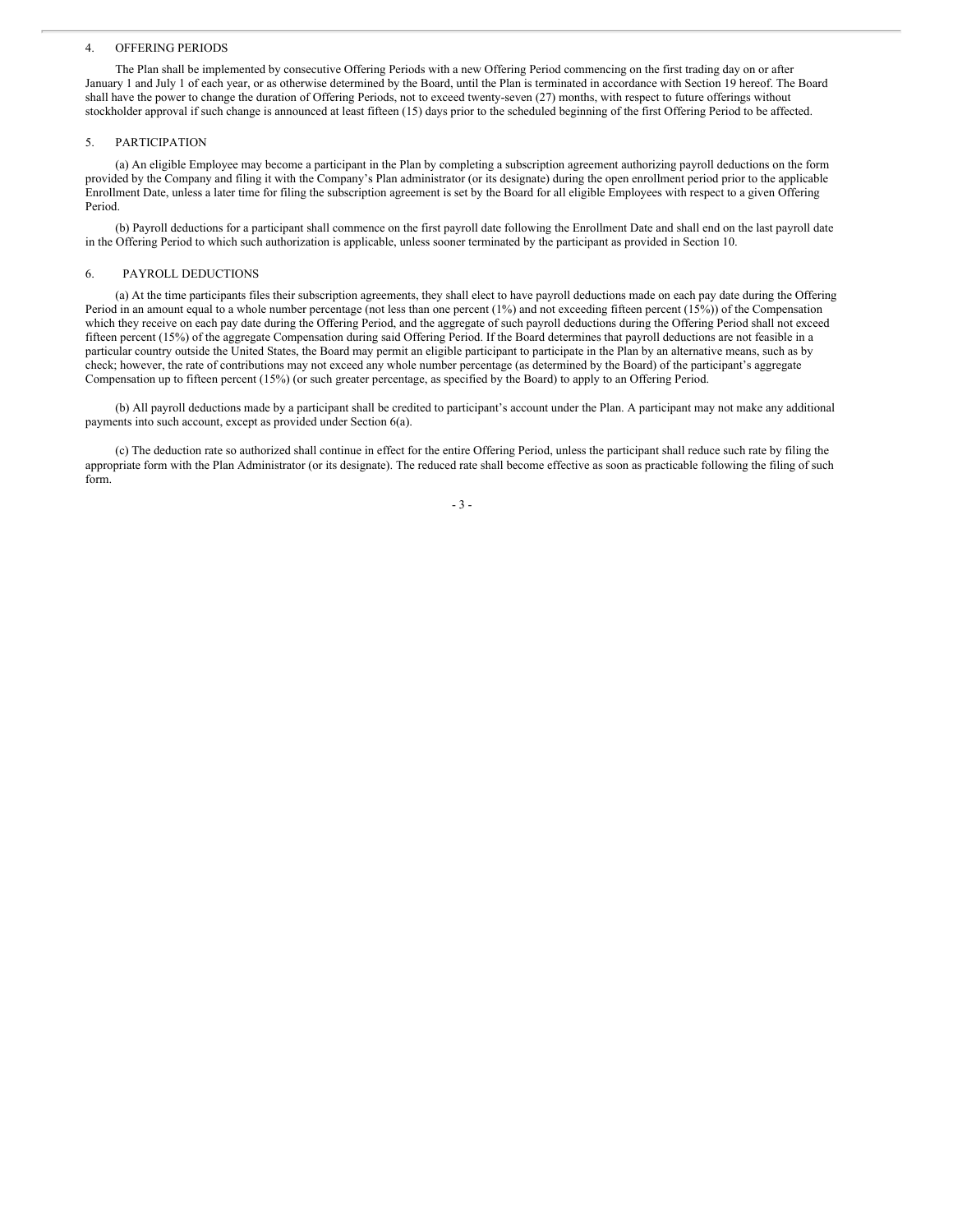## 4. OFFERING PERIODS

The Plan shall be implemented by consecutive Offering Periods with a new Offering Period commencing on the first trading day on or after January 1 and July 1 of each year, or as otherwise determined by the Board, until the Plan is terminated in accordance with Section 19 hereof. The Board shall have the power to change the duration of Offering Periods, not to exceed twenty-seven (27) months, with respect to future offerings without stockholder approval if such change is announced at least fifteen (15) days prior to the scheduled beginning of the first Offering Period to be affected.

## 5. PARTICIPATION

(a) An eligible Employee may become a participant in the Plan by completing a subscription agreement authorizing payroll deductions on the form provided by the Company and filing it with the Company's Plan administrator (or its designate) during the open enrollment period prior to the applicable Enrollment Date, unless a later time for filing the subscription agreement is set by the Board for all eligible Employees with respect to a given Offering Period.

(b) Payroll deductions for a participant shall commence on the first payroll date following the Enrollment Date and shall end on the last payroll date in the Offering Period to which such authorization is applicable, unless sooner terminated by the participant as provided in Section 10.

## 6. PAYROLL DEDUCTIONS

(a) At the time participants files their subscription agreements, they shall elect to have payroll deductions made on each pay date during the Offering Period in an amount equal to a whole number percentage (not less than one percent (1%) and not exceeding fifteen percent (15%)) of the Compensation which they receive on each pay date during the Offering Period, and the aggregate of such payroll deductions during the Offering Period shall not exceed fifteen percent (15%) of the aggregate Compensation during said Offering Period. If the Board determines that payroll deductions are not feasible in a particular country outside the United States, the Board may permit an eligible participant to participate in the Plan by an alternative means, such as by check; however, the rate of contributions may not exceed any whole number percentage (as determined by the Board) of the participant's aggregate Compensation up to fifteen percent (15%) (or such greater percentage, as specified by the Board) to apply to an Offering Period.

(b) All payroll deductions made by a participant shall be credited to participant's account under the Plan. A participant may not make any additional payments into such account, except as provided under Section 6(a).

(c) The deduction rate so authorized shall continue in effect for the entire Offering Period, unless the participant shall reduce such rate by filing the appropriate form with the Plan Administrator (or its designate). The reduced rate shall become effective as soon as practicable following the filing of such form.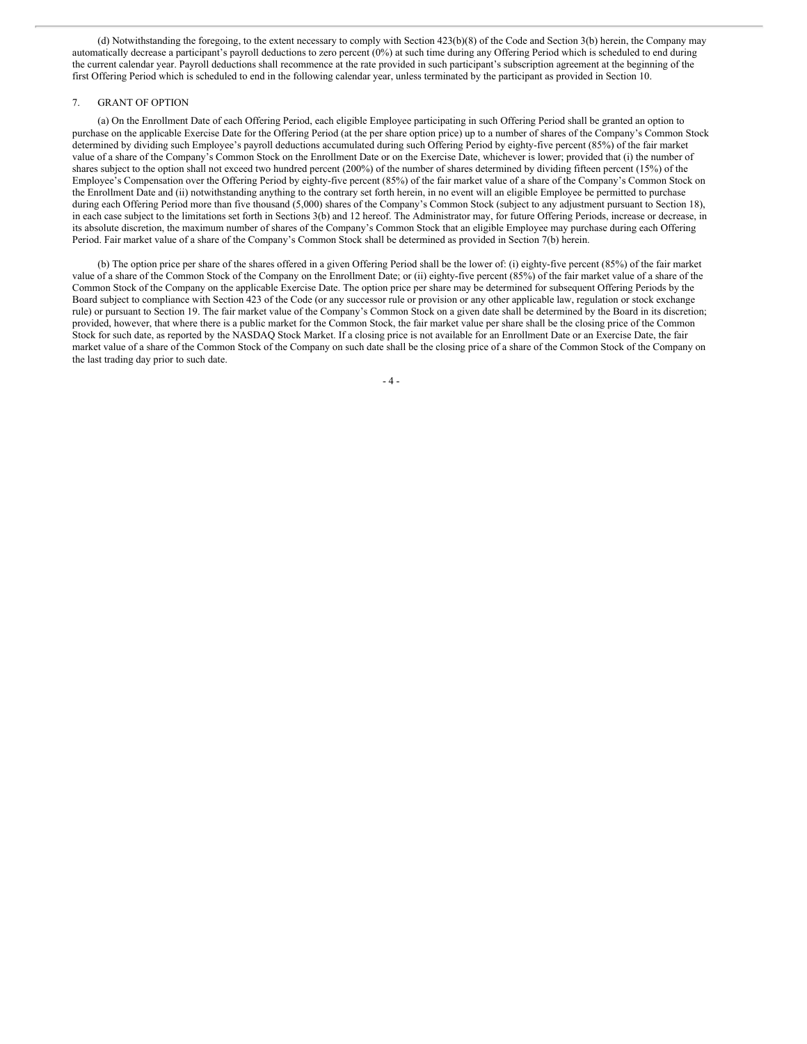(d) Notwithstanding the foregoing, to the extent necessary to comply with Section 423(b)(8) of the Code and Section 3(b) herein, the Company may automatically decrease a participant's payroll deductions to zero percent (0%) at such time during any Offering Period which is scheduled to end during the current calendar year. Payroll deductions shall recommence at the rate provided in such participant's subscription agreement at the beginning of the first Offering Period which is scheduled to end in the following calendar year, unless terminated by the participant as provided in Section 10.

7. GRANT OF OPTION

(a) On the Enrollment Date of each Offering Period, each eligible Employee participating in such Offering Period shall be granted an option to purchase on the applicable Exercise Date for the Offering Period (at the per share option price) up to a number of shares of the Company's Common Stock determined by dividing such Employee's payroll deductions accumulated during such Offering Period by eighty-five percent (85%) of the fair market value of a share of the Company's Common Stock on the Enrollment Date or on the Exercise Date, whichever is lower; provided that (i) the number of shares subject to the option shall not exceed two hundred percent (200%) of the number of shares determined by dividing fifteen percent (15%) of the Employee's Compensation over the Offering Period by eighty-five percent (85%) of the fair market value of a share of the Company's Common Stock on the Enrollment Date and (ii) notwithstanding anything to the contrary set forth herein, in no event will an eligible Employee be permitted to purchase during each Offering Period more than five thousand (5,000) shares of the Company's Common Stock (subject to any adjustment pursuant to Section 18), in each case subject to the limitations set forth in Sections 3(b) and 12 hereof. The Administrator may, for future Offering Periods, increase or decrease, in its absolute discretion, the maximum number of shares of the Company's Common Stock that an eligible Employee may purchase during each Offering Period. Fair market value of a share of the Company's Common Stock shall be determined as provided in Section 7(b) herein.

(b) The option price per share of the shares offered in a given Offering Period shall be the lower of: (i) eighty-five percent (85%) of the fair market value of a share of the Common Stock of the Company on the Enrollment Date; or (ii) eighty-five percent (85%) of the fair market value of a share of the Common Stock of the Company on the applicable Exercise Date. The option price per share may be determined for subsequent Offering Periods by the Board subject to compliance with Section 423 of the Code (or any successor rule or provision or any other applicable law, regulation or stock exchange rule) or pursuant to Section 19. The fair market value of the Company's Common Stock on a given date shall be determined by the Board in its discretion; provided, however, that where there is a public market for the Common Stock, the fair market value per share shall be the closing price of the Common Stock for such date, as reported by the NASDAQ Stock Market. If a closing price is not available for an Enrollment Date or an Exercise Date, the fair market value of a share of the Common Stock of the Company on such date shall be the closing price of a share of the Common Stock of the Company on the last trading day prior to such date.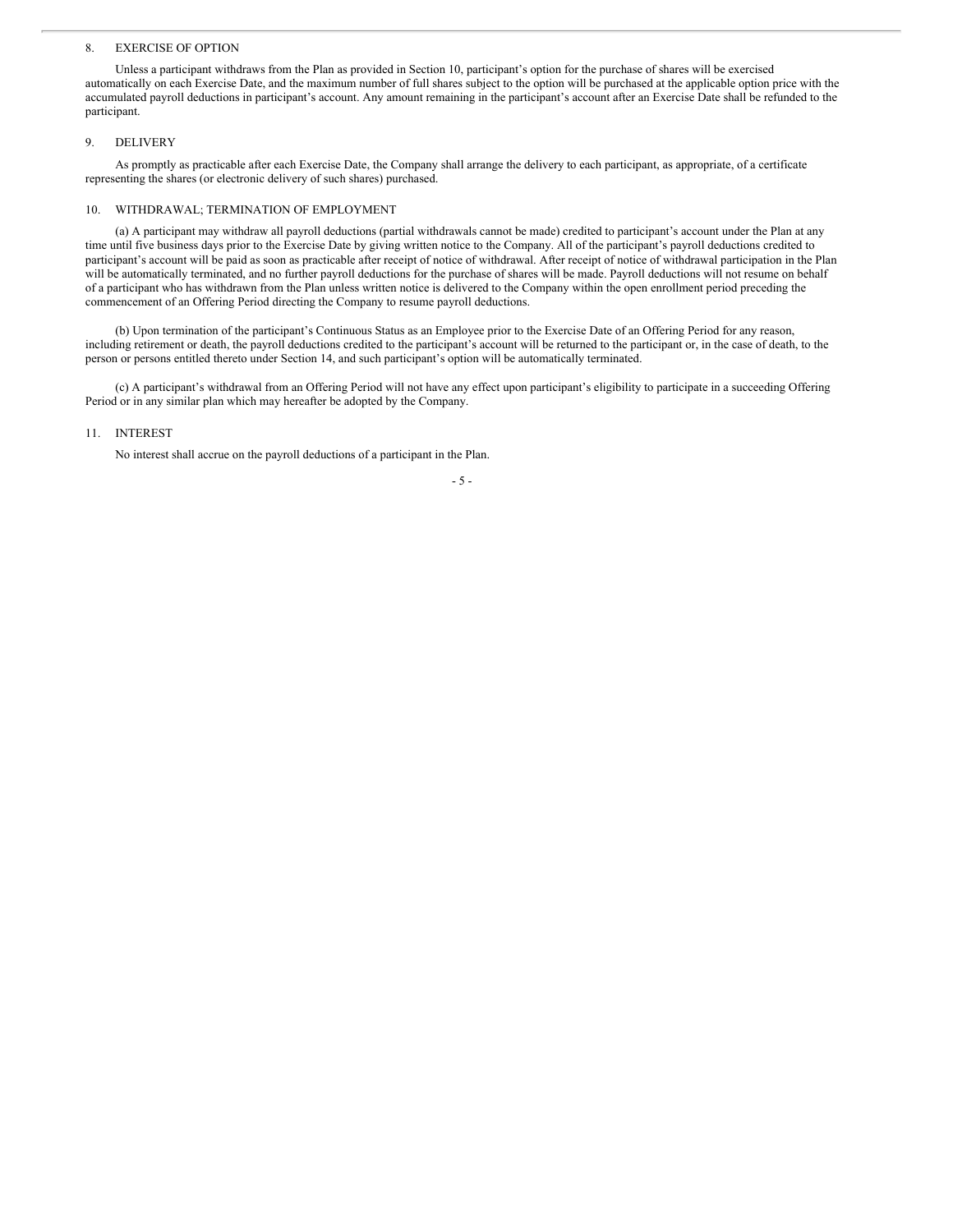## 8. EXERCISE OF OPTION

Unless a participant withdraws from the Plan as provided in Section 10, participant's option for the purchase of shares will be exercised automatically on each Exercise Date, and the maximum number of full shares subject to the option will be purchased at the applicable option price with the accumulated payroll deductions in participant's account. Any amount remaining in the participant's account after an Exercise Date shall be refunded to the participant.

## 9. DELIVERY

As promptly as practicable after each Exercise Date, the Company shall arrange the delivery to each participant, as appropriate, of a certificate representing the shares (or electronic delivery of such shares) purchased.

## 10. WITHDRAWAL; TERMINATION OF EMPLOYMENT

(a) A participant may withdraw all payroll deductions (partial withdrawals cannot be made) credited to participant's account under the Plan at any time until five business days prior to the Exercise Date by giving written notice to the Company. All of the participant's payroll deductions credited to participant's account will be paid as soon as practicable after receipt of notice of withdrawal. After receipt of notice of withdrawal participation in the Plan will be automatically terminated, and no further payroll deductions for the purchase of shares will be made. Payroll deductions will not resume on behalf of a participant who has withdrawn from the Plan unless written notice is delivered to the Company within the open enrollment period preceding the commencement of an Offering Period directing the Company to resume payroll deductions.

(b) Upon termination of the participant's Continuous Status as an Employee prior to the Exercise Date of an Offering Period for any reason, including retirement or death, the payroll deductions credited to the participant's account will be returned to the participant or, in the case of death, to the person or persons entitled thereto under Section 14, and such participant's option will be automatically terminated.

(c) A participant's withdrawal from an Offering Period will not have any effect upon participant's eligibility to participate in a succeeding Offering Period or in any similar plan which may hereafter be adopted by the Company.

## 11. INTEREST

No interest shall accrue on the payroll deductions of a participant in the Plan.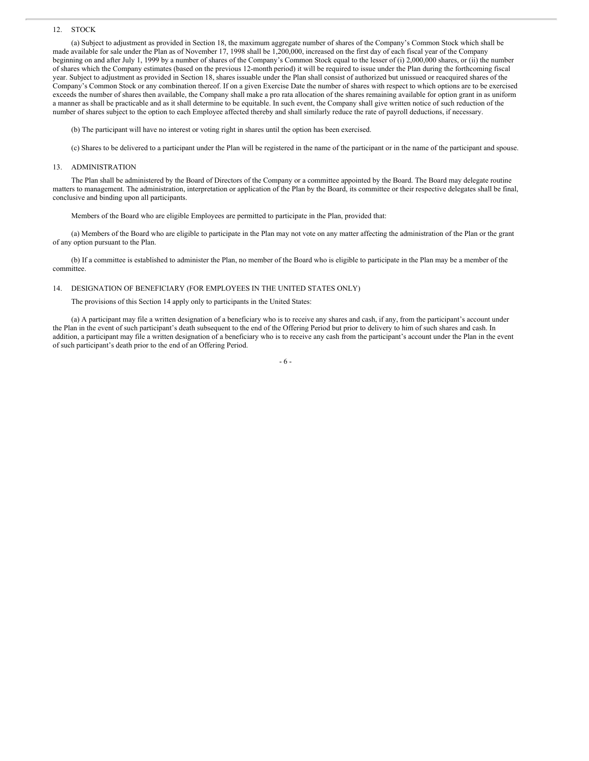## 12. STOCK

(a) Subject to adjustment as provided in Section 18, the maximum aggregate number of shares of the Company's Common Stock which shall be made available for sale under the Plan as of November 17, 1998 shall be 1,200,000, increased on the first day of each fiscal year of the Company beginning on and after July 1, 1999 by a number of shares of the Company's Common Stock equal to the lesser of (i) 2,000,000 shares, or (ii) the number of shares which the Company estimates (based on the previous 12-month period) it will be required to issue under the Plan during the forthcoming fiscal year. Subject to adjustment as provided in Section 18, shares issuable under the Plan shall consist of authorized but unissued or reacquired shares of the Company's Common Stock or any combination thereof. If on a given Exercise Date the number of shares with respect to which options are to be exercised exceeds the number of shares then available, the Company shall make a pro rata allocation of the shares remaining available for option grant in as uniform a manner as shall be practicable and as it shall determine to be equitable. In such event, the Company shall give written notice of such reduction of the number of shares subject to the option to each Employee affected thereby and shall similarly reduce the rate of payroll deductions, if necessary.

(b) The participant will have no interest or voting right in shares until the option has been exercised.

(c) Shares to be delivered to a participant under the Plan will be registered in the name of the participant or in the name of the participant and spouse.

## 13. ADMINISTRATION

The Plan shall be administered by the Board of Directors of the Company or a committee appointed by the Board. The Board may delegate routine matters to management. The administration, interpretation or application of the Plan by the Board, its committee or their respective delegates shall be final, conclusive and binding upon all participants.

Members of the Board who are eligible Employees are permitted to participate in the Plan, provided that:

(a) Members of the Board who are eligible to participate in the Plan may not vote on any matter affecting the administration of the Plan or the grant of any option pursuant to the Plan.

(b) If a committee is established to administer the Plan, no member of the Board who is eligible to participate in the Plan may be a member of the committee.

## 14. DESIGNATION OF BENEFICIARY (FOR EMPLOYEES IN THE UNITED STATES ONLY)

The provisions of this Section 14 apply only to participants in the United States:

(a) A participant may file a written designation of a beneficiary who is to receive any shares and cash, if any, from the participant's account under the Plan in the event of such participant's death subsequent to the end of the Offering Period but prior to delivery to him of such shares and cash. In addition, a participant may file a written designation of a beneficiary who is to receive any cash from the participant's account under the Plan in the event of such participant's death prior to the end of an Offering Period.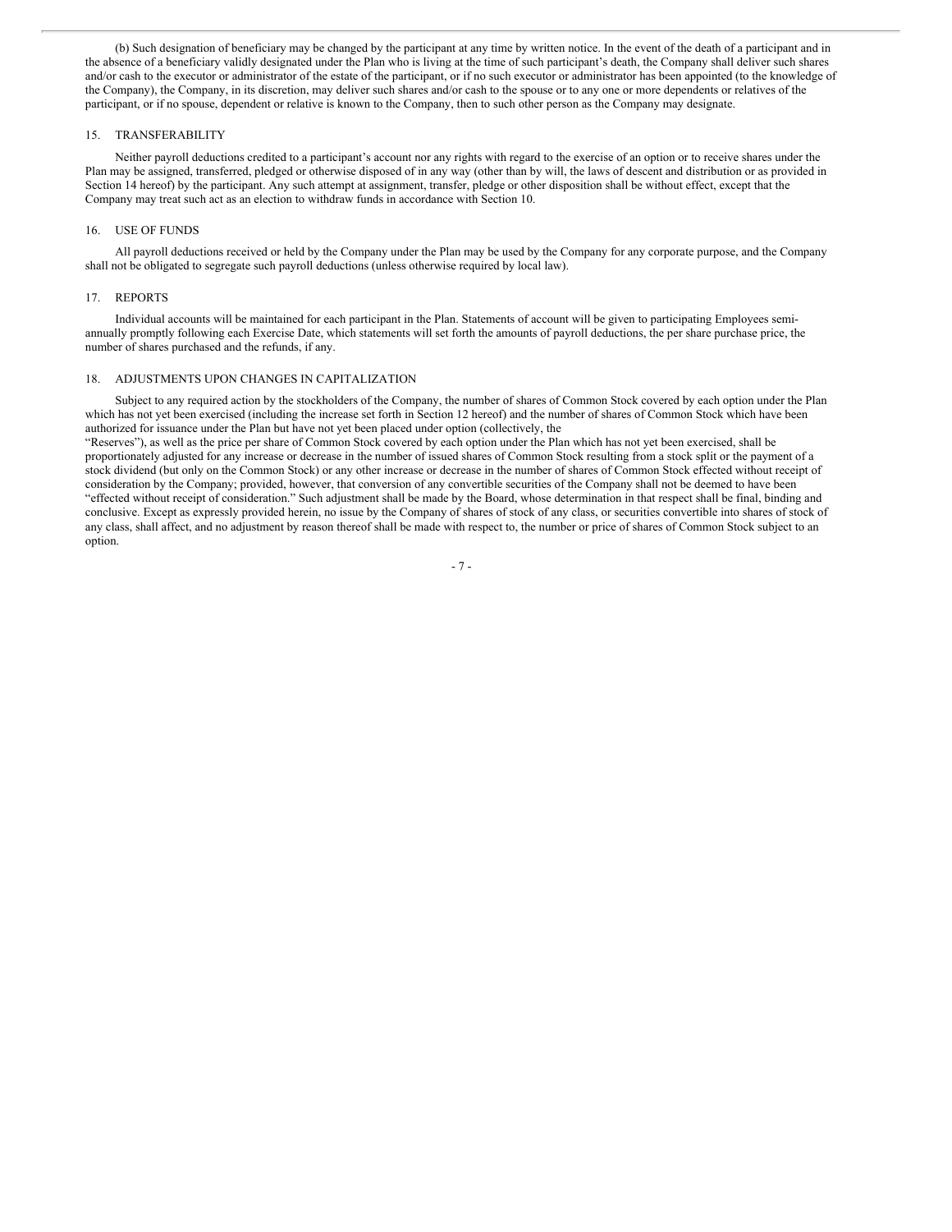(b) Such designation of beneficiary may be changed by the participant at any time by written notice. In the event of the death of a participant and in the absence of a beneficiary validly designated under the Plan who is living at the time of such participant's death, the Company shall deliver such shares and/or cash to the executor or administrator of the estate of the participant, or if no such executor or administrator has been appointed (to the knowledge of the Company), the Company, in its discretion, may deliver such shares and/or cash to the spouse or to any one or more dependents or relatives of the participant, or if no spouse, dependent or relative is known to the Company, then to such other person as the Company may designate.

## 15. TRANSFERABILITY

Neither payroll deductions credited to a participant's account nor any rights with regard to the exercise of an option or to receive shares under the Plan may be assigned, transferred, pledged or otherwise disposed of in any way (other than by will, the laws of descent and distribution or as provided in Section 14 hereof) by the participant. Any such attempt at assignment, transfer, pledge or other disposition shall be without effect, except that the Company may treat such act as an election to withdraw funds in accordance with Section 10.

## 16. USE OF FUNDS

All payroll deductions received or held by the Company under the Plan may be used by the Company for any corporate purpose, and the Company shall not be obligated to segregate such payroll deductions (unless otherwise required by local law).

## 17. REPORTS

Individual accounts will be maintained for each participant in the Plan. Statements of account will be given to participating Employees semi-annually promptly following each Exercise Date, which statements will set forth the amounts of payroll deductions, the per share purchase price, the number of shares purchased and the refunds, if any.

## 18. ADJUSTMENTS UPON CHANGES IN CAPITALIZATION

Subject to any required action by the stockholders of the Company, the number of shares of Common Stock covered by each option under the Plan which has not yet been exercised (including the increase set forth in Section 12 hereof) and the number of shares of Common Stock which have been authorized for issuance under the Plan but have not yet been placed under option (collectively, the "Reserves"), as well as the price per share of Common Stock covered by each option under the Plan which has not yet been exercised, shall be proportionately adjusted for any increase or decrease in the number of issued shares of Common Stock resulting from a stock split or the payment of a stock dividend (but only on the Common Stock) or any other increase or decrease in the number of shares of Common Stock effected without receipt of consideration by the Company; provided, however, that conversion of any convertible securities of the Company shall not be deemed to have been "effected without receipt of consideration." Such adjustment shall be made by the Board, whose determination in that respect shall be final, binding and conclusive. Except as expressly provided herein, no issue by the Company of shares of stock of any class, or securities convertible into shares of stock of any class, shall affect, and no adjustment by reason thereof shall be made with respect to, the number or price of shares of Common Stock subject to an option.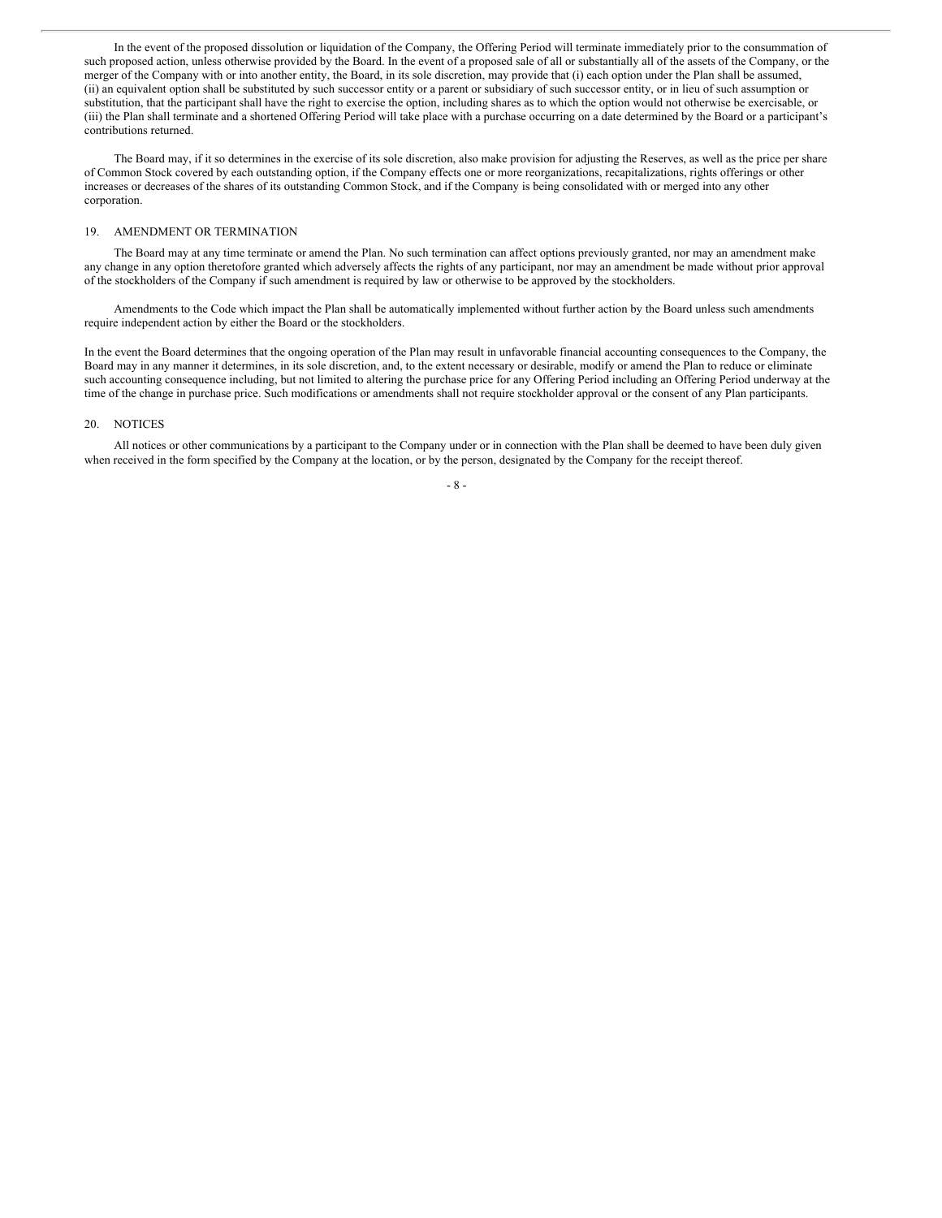In the event of the proposed dissolution or liquidation of the Company, the Offering Period will terminate immediately prior to the consummation of such proposed action, unless otherwise provided by the Board. In the event of a proposed sale of all or substantially all of the assets of the Company, or the merger of the Company with or into another entity, the Board, in its sole discretion, may provide that (i) each option under the Plan shall be assumed, (ii) an equivalent option shall be substituted by such successor entity or a parent or subsidiary of such successor entity, or in lieu of such assumption or substitution, that the participant shall have the right to exercise the option, including shares as to which the option would not otherwise be exercisable, or (iii) the Plan shall terminate and a shortened Offering Period will take place with a purchase occurring on a date determined by the Board or a participant's contributions returned.

The Board may, if it so determines in the exercise of its sole discretion, also make provision for adjusting the Reserves, as well as the price per share of Common Stock covered by each outstanding option, if the Company effects one or more reorganizations, recapitalizations, rights offerings or other increases or decreases of the shares of its outstanding Common Stock, and if the Company is being consolidated with or merged into any other corporation.

## 19. AMENDMENT OR TERMINATION

The Board may at any time terminate or amend the Plan. No such termination can affect options previously granted, nor may an amendment make any change in any option theretofore granted which adversely affects the rights of any participant, nor may an amendment be made without prior approval of the stockholders of the Company if such amendment is required by law or otherwise to be approved by the stockholders.

Amendments to the Code which impact the Plan shall be automatically implemented without further action by the Board unless such amendments require independent action by either the Board or the stockholders.

In the event the Board determines that the ongoing operation of the Plan may result in unfavorable financial accounting consequences to the Company, the Board may in any manner it determines, in its sole discretion, and, to the extent necessary or desirable, modify or amend the Plan to reduce or eliminate such accounting consequence including, but not limited to altering the purchase price for any Offering Period including an Offering Period underway at the time of the change in purchase price. Such modifications or amendments shall not require stockholder approval or the consent of any Plan participants.

## 20. NOTICES

All notices or other communications by a participant to the Company under or in connection with the Plan shall be deemed to have been duly given when received in the form specified by the Company at the location, or by the person, designated by the Company for the receipt thereof.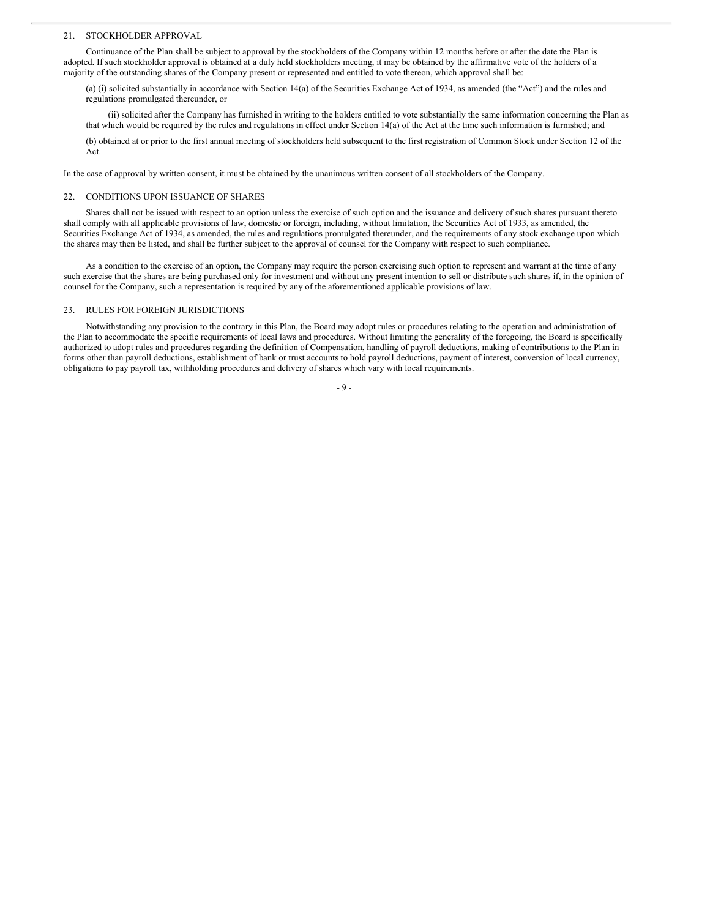## 21. STOCKHOLDER APPROVAL

Continuance of the Plan shall be subject to approval by the stockholders of the Company within 12 months before or after the date the Plan is adopted. If such stockholder approval is obtained at a duly held stockholders meeting, it may be obtained by the affirmative vote of the holders of a majority of the outstanding shares of the Company present or represented and entitled to vote thereon, which approval shall be:

(a) (i) solicited substantially in accordance with Section 14(a) of the Securities Exchange Act of 1934, as amended (the "Act") and the rules and regulations promulgated thereunder, or

(ii) solicited after the Company has furnished in writing to the holders entitled to vote substantially the same information concerning the Plan as that which would be required by the rules and regulations in effect under Section 14(a) of the Act at the time such information is furnished; and

(b) obtained at or prior to the first annual meeting of stockholders held subsequent to the first registration of Common Stock under Section 12 of the Act.

In the case of approval by written consent, it must be obtained by the unanimous written consent of all stockholders of the Company.

## 22. CONDITIONS UPON ISSUANCE OF SHARES

Shares shall not be issued with respect to an option unless the exercise of such option and the issuance and delivery of such shares pursuant thereto shall comply with all applicable provisions of law, domestic or foreign, including, without limitation, the Securities Act of 1933, as amended, the Securities Exchange Act of 1934, as amended, the rules and regulations promulgated thereunder, and the requirements of any stock exchange upon which the shares may then be listed, and shall be further subject to the approval of counsel for the Company with respect to such compliance.

As a condition to the exercise of an option, the Company may require the person exercising such option to represent and warrant at the time of any such exercise that the shares are being purchased only for investment and without any present intention to sell or distribute such shares if, in the opinion of counsel for the Company, such a representation is required by any of the aforementioned applicable provisions of law.

## 23. RULES FOR FOREIGN JURISDICTIONS

Notwithstanding any provision to the contrary in this Plan, the Board may adopt rules or procedures relating to the operation and administration of the Plan to accommodate the specific requirements of local laws and procedures. Without limiting the generality of the foregoing, the Board is specifically authorized to adopt rules and procedures regarding the definition of Compensation, handling of payroll deductions, making of contributions to the Plan in forms other than payroll deductions, establishment of bank or trust accounts to hold payroll deductions, payment of interest, conversion of local currency, obligations to pay payroll tax, withholding procedures and delivery of shares which vary with local requirements.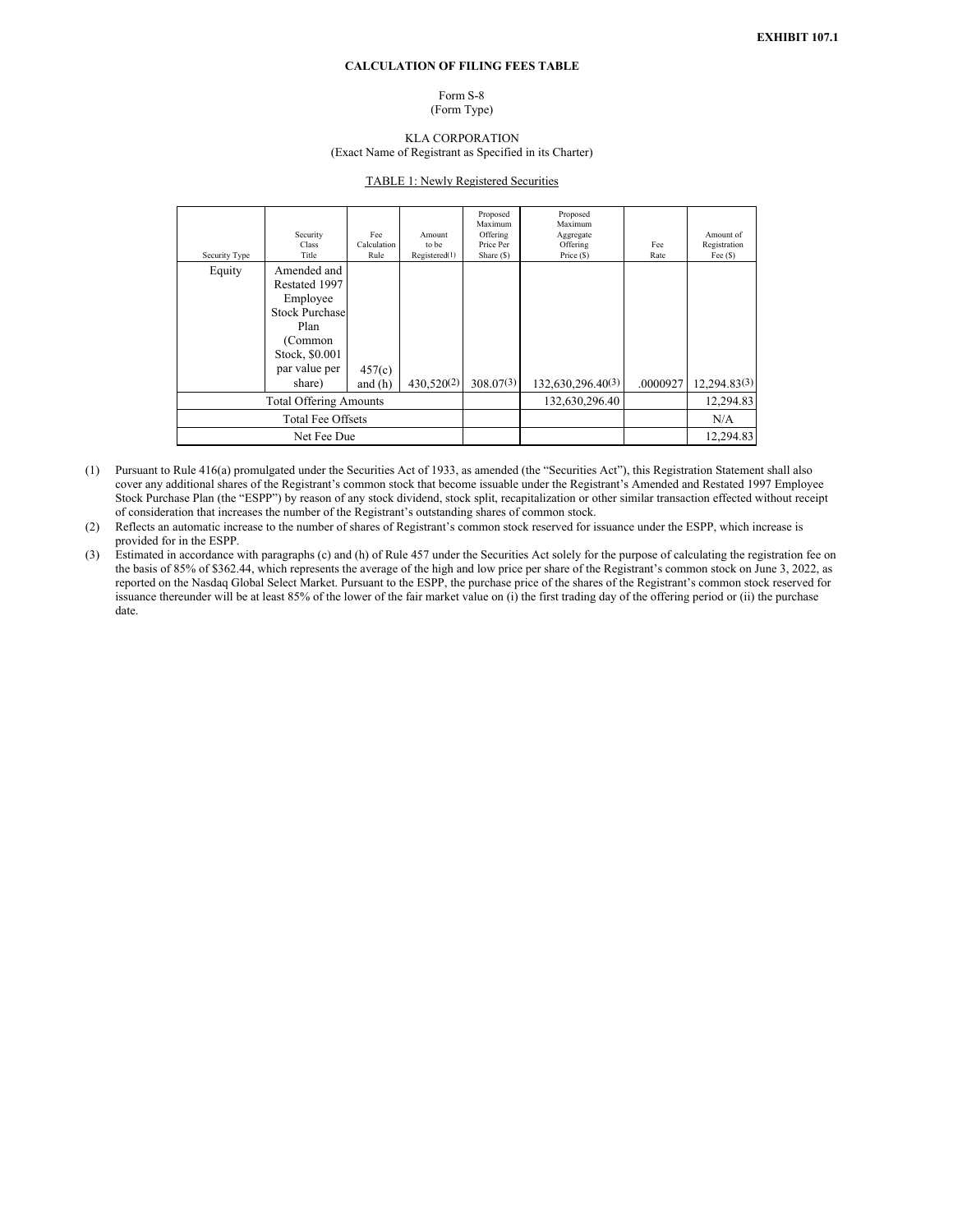**EXHIBIT 107.1**

**CALCULATION OF FILING FEES TABLE**

Form S-8
(Form Type)

KLA CORPORATION
(Exact Name of Registrant as Specified in its Charter)

TABLE 1: Newly Registered Securities

| Security Type | Security Class Title | Fee Calculation Rule | Amount to be Registered(1) | Proposed Maximum Offering Price Per Share ($) | Proposed Maximum Aggregate Offering Price ($) | Fee Rate | Amount of Registration Fee ($) |
|---|---|---|---|---|---|---|---|
| Equity | Amended and Restated 1997 Employee Stock Purchase Plan (Common Stock, $0.001 par value per share) | 457(c) and (h) | 430,520(2) | 308.07(3) | 132,630,296.40(3) | .0000927 | 12,294.83(3) |
| Total Offering Amounts | | | | | 132,630,296.40 | | 12,294.83 |
| Total Fee Offsets | | | | | | | N/A |
| Net Fee Due | | | | | | | 12,294.83 |

(1) Pursuant to Rule 416(a) promulgated under the Securities Act of 1933, as amended (the "Securities Act"), this Registration Statement shall also cover any additional shares of the Registrant's common stock that become issuable under the Registrant's Amended and Restated 1997 Employee Stock Purchase Plan (the "ESPP") by reason of any stock dividend, stock split, recapitalization or other similar transaction effected without receipt of consideration that increases the number of the Registrant's outstanding shares of common stock.

(2) Reflects an automatic increase to the number of shares of Registrant's common stock reserved for issuance under the ESPP, which increase is provided for in the ESPP.

(3) Estimated in accordance with paragraphs (c) and (h) of Rule 457 under the Securities Act solely for the purpose of calculating the registration fee on the basis of 85% of $362.44, which represents the average of the high and low price per share of the Registrant's common stock on June 3, 2022, as reported on the Nasdaq Global Select Market. Pursuant to the ESPP, the purchase price of the shares of the Registrant's common stock reserved for issuance thereunder will be at least 85% of the lower of the fair market value on (i) the first trading day of the offering period or (ii) the purchase date.